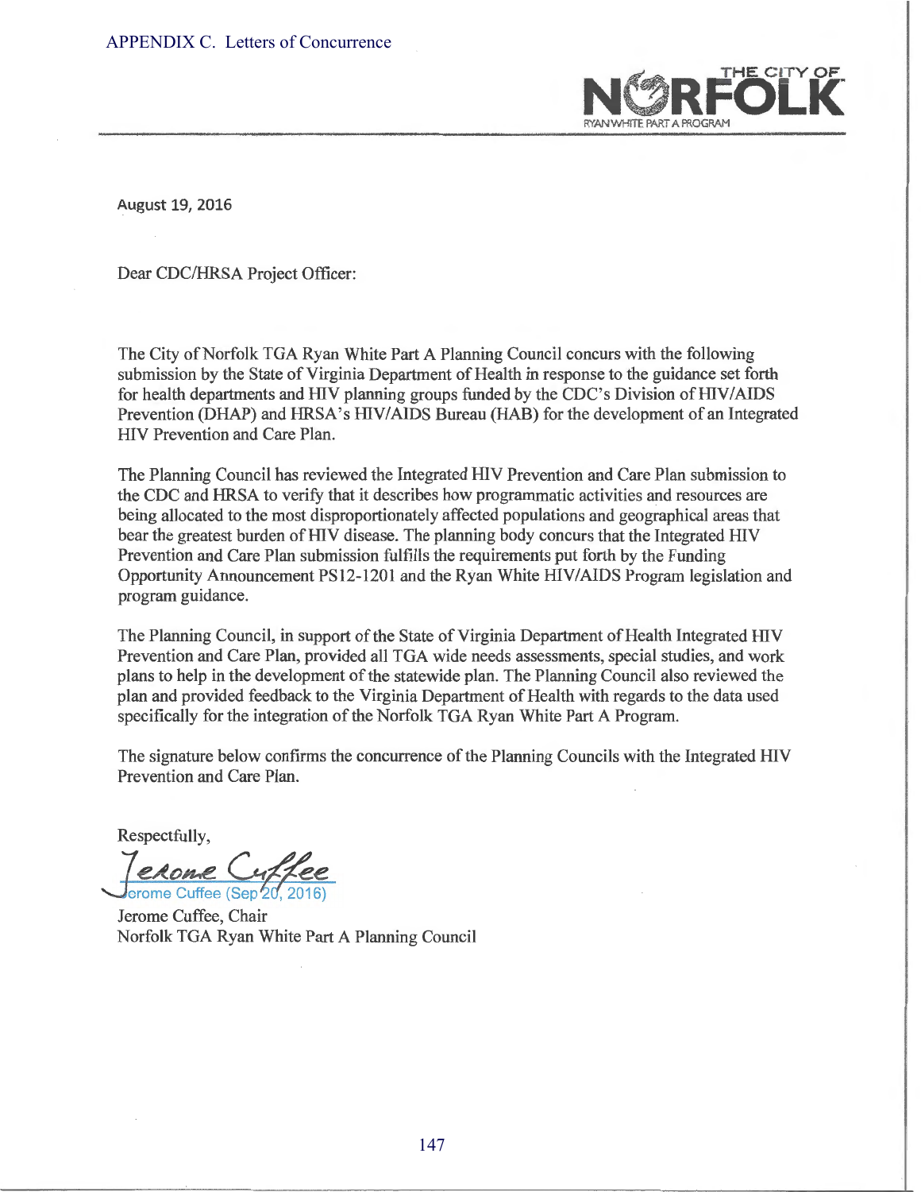APPENDIX C. Letters of Concurrence

THE CITY OF NORFOLK
RYAN WHITE PART A PROGRAM

August 19, 2016

Dear CDC/HRSA Project Officer:

The City of Norfolk TGA Ryan White Part A Planning Council concurs with the following submission by the State of Virginia Department of Health in response to the guidance set forth for health departments and HIV planning groups funded by the CDC's Division of HIV/AIDS Prevention (DHAP) and HRSA's HIV/AIDS Bureau (HAB) for the development of an Integrated HIV Prevention and Care Plan.

The Planning Council has reviewed the Integrated HIV Prevention and Care Plan submission to the CDC and HRSA to verify that it describes how programmatic activities and resources are being allocated to the most disproportionately affected populations and geographical areas that bear the greatest burden of HIV disease. The planning body concurs that the Integrated HIV Prevention and Care Plan submission fulfills the requirements put forth by the Funding Opportunity Announcement PS12-1201 and the Ryan White HIV/AIDS Program legislation and program guidance.

The Planning Council, in support of the State of Virginia Department of Health Integrated HIV Prevention and Care Plan, provided all TGA wide needs assessments, special studies, and work plans to help in the development of the statewide plan. The Planning Council also reviewed the plan and provided feedback to the Virginia Department of Health with regards to the data used specifically for the integration of the Norfolk TGA Ryan White Part A Program.

The signature below confirms the concurrence of the Planning Councils with the Integrated HIV Prevention and Care Plan.

Respectfully,

Jerome Cuffee (Sep 20, 2016)

Jerome Cuffee, Chair
Norfolk TGA Ryan White Part A Planning Council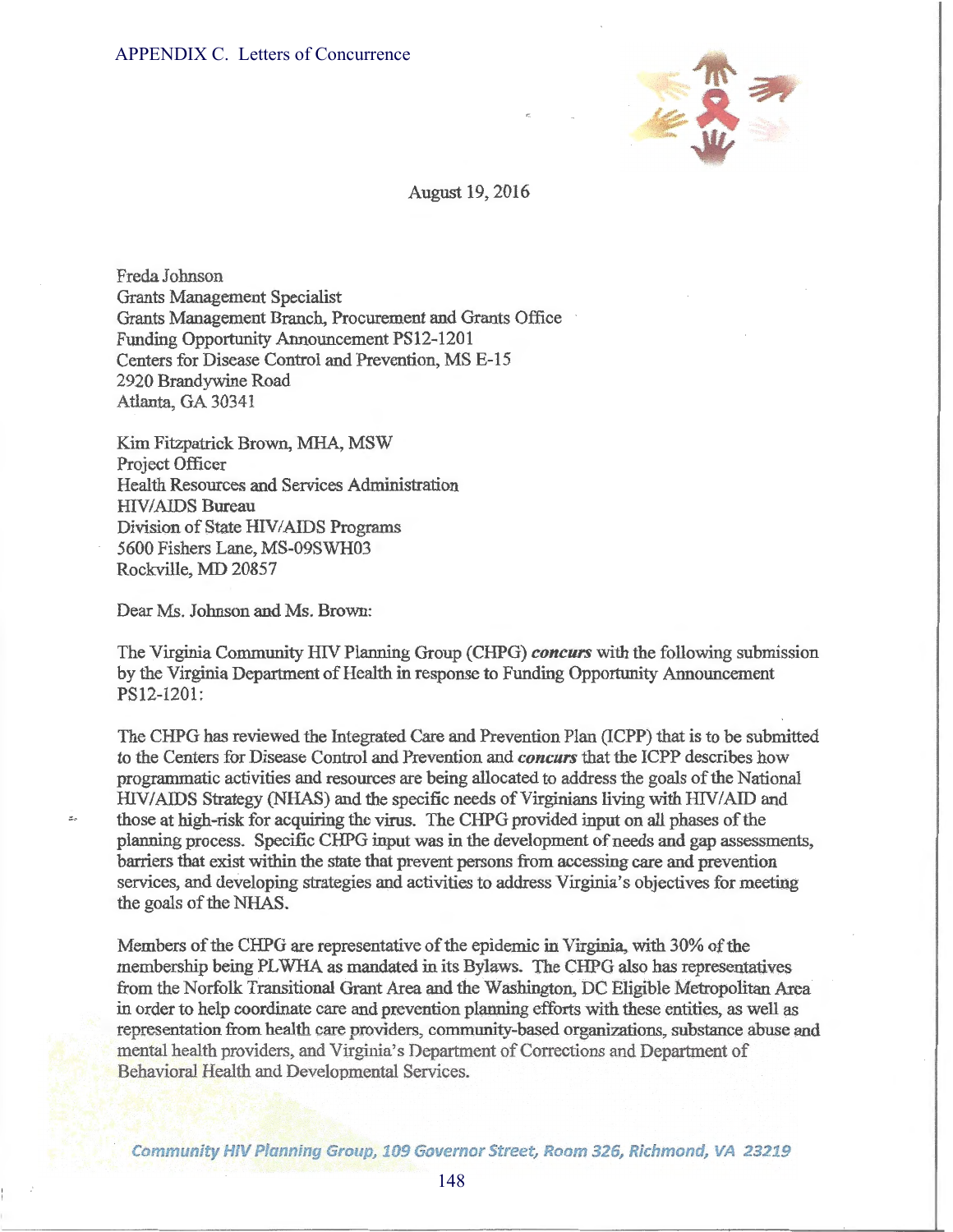APPENDIX C. Letters of Concurrence

August 19, 2016

Freda Johnson
Grants Management Specialist
Grants Management Branch, Procurement and Grants Office
Funding Opportunity Announcement PS12-1201
Centers for Disease Control and Prevention, MS E-15
2920 Brandywine Road
Atlanta, GA 30341

Kim Fitzpatrick Brown, MHA, MSW
Project Officer
Health Resources and Services Administration
HIV/AIDS Bureau
Division of State HIV/AIDS Programs
5600 Fishers Lane, MS-09SWH03
Rockville, MD 20857

Dear Ms. Johnson and Ms. Brown:

The Virginia Community HIV Planning Group (CHPG) ***concurs*** with the following submission by the Virginia Department of Health in response to Funding Opportunity Announcement PS12-1201:

The CHPG has reviewed the Integrated Care and Prevention Plan (ICPP) that is to be submitted to the Centers for Disease Control and Prevention and ***concurs*** that the ICPP describes how programmatic activities and resources are being allocated to address the goals of the National HIV/AIDS Strategy (NHAS) and the specific needs of Virginians living with HIV/AID and those at high-risk for acquiring the virus. The CHPG provided input on all phases of the planning process. Specific CHPG input was in the development of needs and gap assessments, barriers that exist within the state that prevent persons from accessing care and prevention services, and developing strategies and activities to address Virginia's objectives for meeting the goals of the NHAS.

Members of the CHPG are representative of the epidemic in Virginia, with 30% of the membership being PLWHA as mandated in its Bylaws. The CHPG also has representatives from the Norfolk Transitional Grant Area and the Washington, DC Eligible Metropolitan Area in order to help coordinate care and prevention planning efforts with these entities, as well as representation from health care providers, community-based organizations, substance abuse and mental health providers, and Virginia's Department of Corrections and Department of Behavioral Health and Developmental Services.

*Community HIV Planning Group, 109 Governor Street, Room 326, Richmond, VA 23219*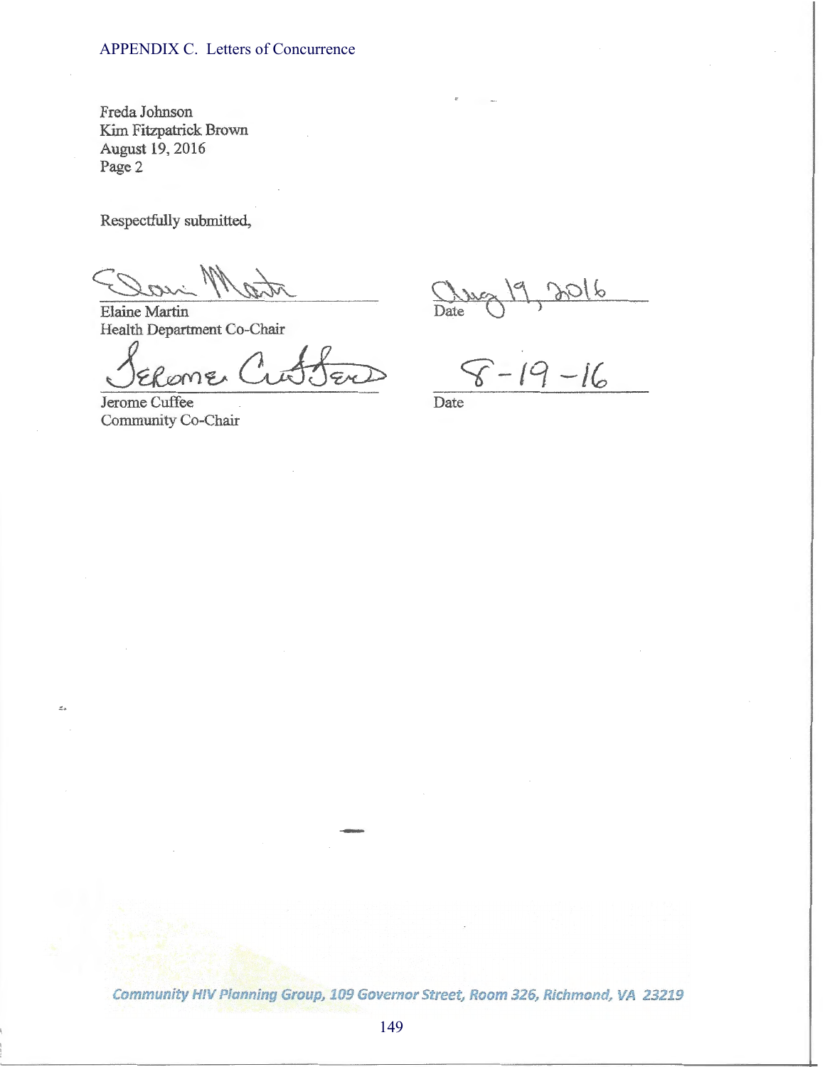Freda Johnson
Kim Fitzpatrick Brown
August 19, 2016
Page 2

Respectfully submitted,

Elaine Martin
Health Department Co-Chair

Date: Aug 19, 2016

Jerome Cuffee
Community Co-Chair

Date: 8-19-16

Community HIV Planning Group, 109 Governor Street, Room 326, Richmond, VA 23219